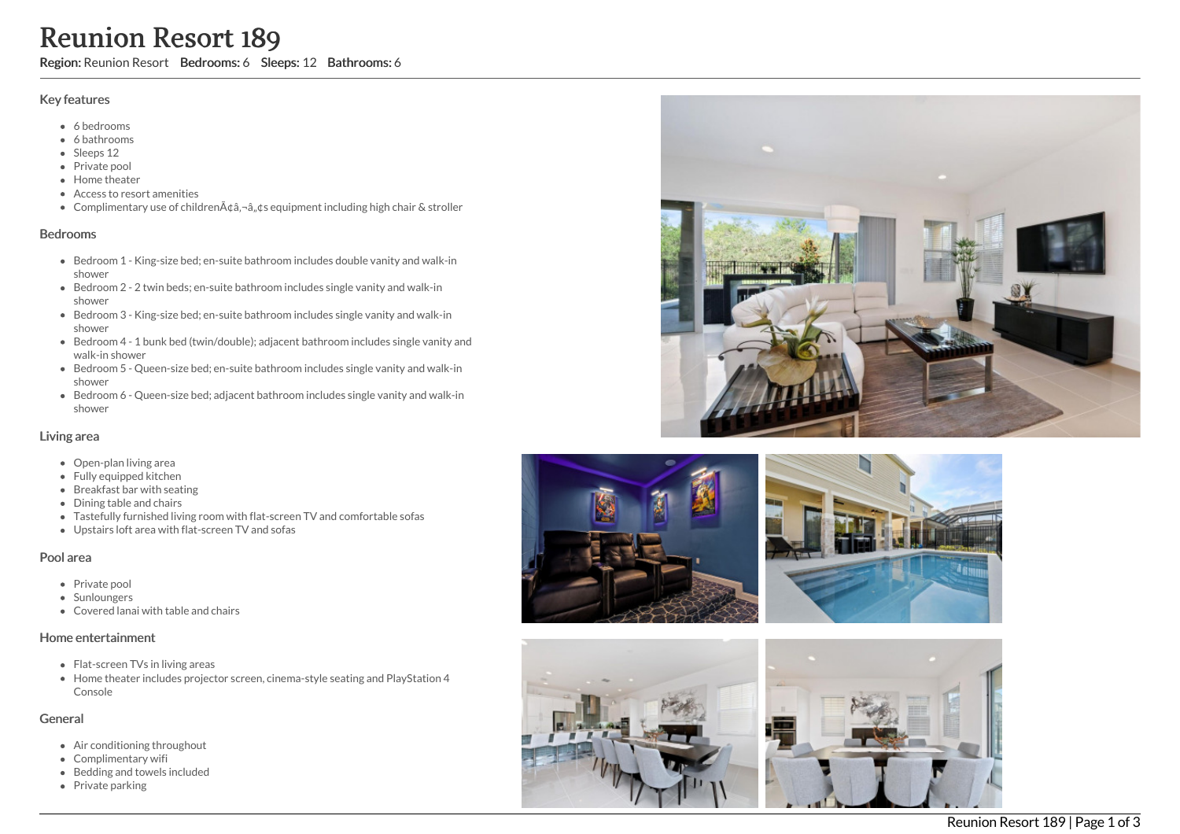# Reunion Resort 189

**Region:** Reunion Resort **Bedrooms:** 6 **Sleeps:** 12 **Bathrooms:** 6

## Key features

- 6 bedrooms
- 6 bathrooms
- Sleeps 12
- Private pool
- Home theater
- Access to resort amenities
- Complimentary use of childrenÃ¢â‚¬â„¢s equipment including high chair & stroller

## Bedrooms

- Bedroom 1 - King-size bed; en-suite bathroom includes double vanity and walk-in shower
- Bedroom 2 - 2 twin beds; en-suite bathroom includes single vanity and walk-in shower
- Bedroom 3 - King-size bed; en-suite bathroom includes single vanity and walk-in shower
- Bedroom 4 - 1 bunk bed (twin/double); adjacent bathroom includes single vanity and walk-in shower
- Bedroom 5 - Queen-size bed; en-suite bathroom includes single vanity and walk-in shower
- Bedroom 6 - Queen-size bed; adjacent bathroom includes single vanity and walk-in shower

## Living area

- Open-plan living area
- Fully equipped kitchen
- Breakfast bar with seating
- Dining table and chairs
- Tastefully furnished living room with flat-screen TV and comfortable sofas
- Upstairs loft area with flat-screen TV and sofas

## Pool area

- Private pool
- Sunloungers
- Covered lanai with table and chairs

## Home entertainment

- Flat-screen TVs in living areas
- Home theater includes projector screen, cinema-style seating and PlayStation 4 Console

## General

- Air conditioning throughout
- Complimentary wifi
- Bedding and towels included
- Private parking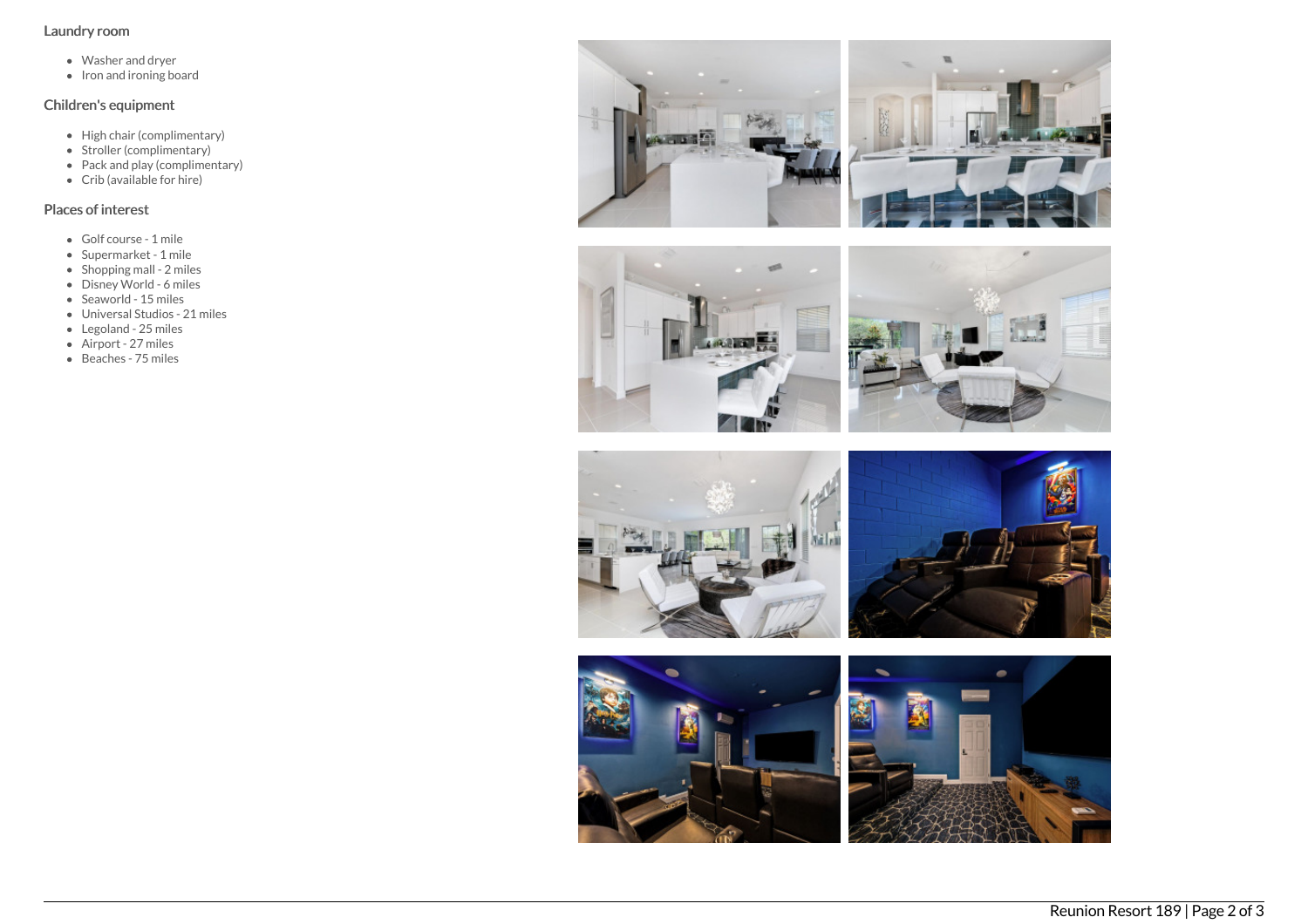### Laundry room

- Washer and dryer
- Iron and ironing board

### Children's equipment

- High chair (complimentary)
- Stroller (complimentary)
- Pack and play (complimentary)
- Crib (available for hire)

### Places of interest

- Golf course - 1 mile
- Supermarket - 1 mile
- Shopping mall - 2 miles
- Disney World - 6 miles
- Seaworld - 15 miles
- Universal Studios - 21 miles
- Legoland - 25 miles
- Airport - 27 miles
- Beaches - 75 miles